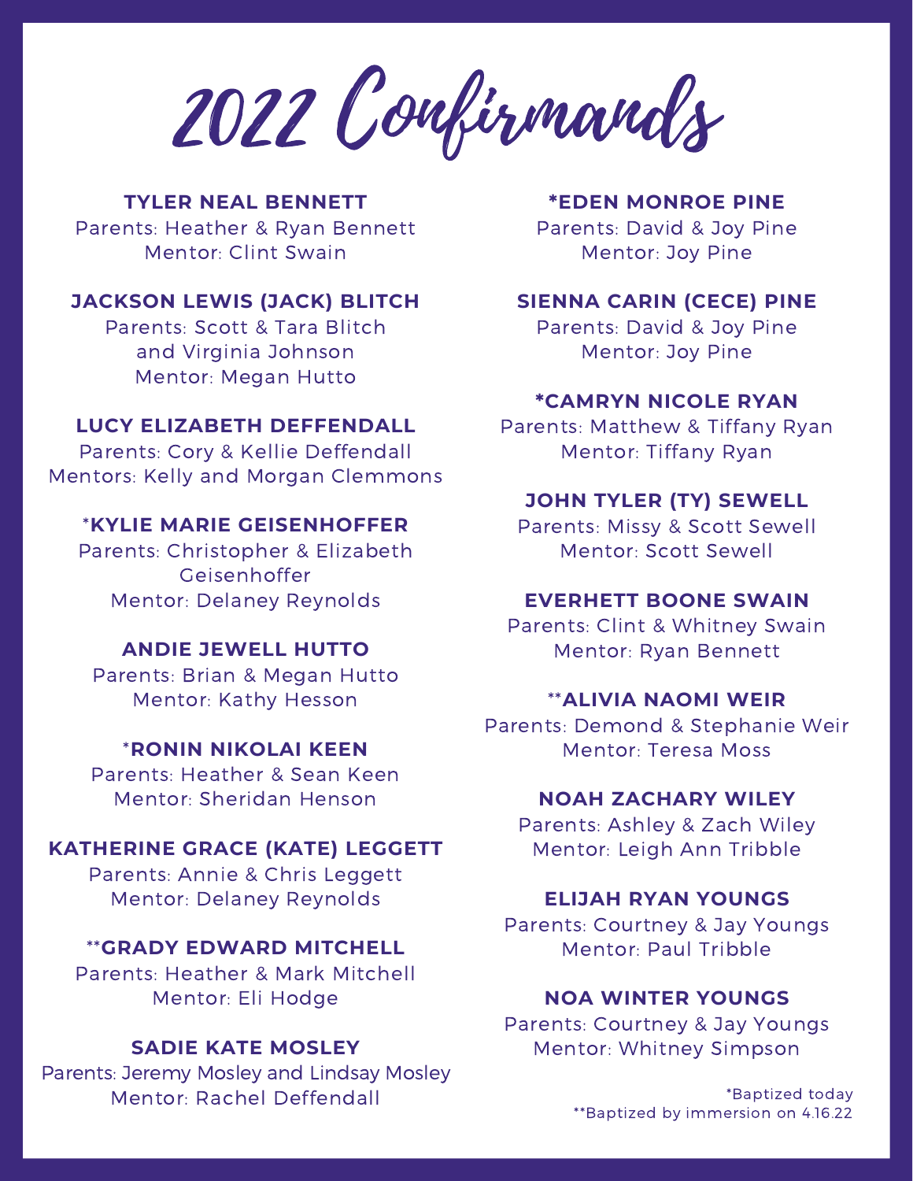# 2022 Confirmands

**TYLER NEAL BENNETT**
Parents: Heather & Ryan Bennett
Mentor: Clint Swain

**JACKSON LEWIS (JACK) BLITCH**
Parents: Scott & Tara Blitch
and Virginia Johnson
Mentor: Megan Hutto

**LUCY ELIZABETH DEFFENDALL**
Parents: Cory & Kellie Deffendall
Mentors: Kelly and Morgan Clemmons

***KYLIE MARIE GEISENHOFFER**
Parents: Christopher & Elizabeth Geisenhoffer
Mentor: Delaney Reynolds

**ANDIE JEWELL HUTTO**
Parents: Brian & Megan Hutto
Mentor: Kathy Hesson

***RONIN NIKOLAI KEEN**
Parents: Heather & Sean Keen
Mentor: Sheridan Henson

**KATHERINE GRACE (KATE) LEGGETT**
Parents: Annie & Chris Leggett
Mentor: Delaney Reynolds

****GRADY EDWARD MITCHELL**
Parents: Heather & Mark Mitchell
Mentor: Eli Hodge

**SADIE KATE MOSLEY**
Parents: Jeremy Mosley and Lindsay Mosley
Mentor: Rachel Deffendall

***EDEN MONROE PINE**
Parents: David & Joy Pine
Mentor: Joy Pine

**SIENNA CARIN (CECE) PINE**
Parents: David & Joy Pine
Mentor: Joy Pine

***CAMRYN NICOLE RYAN**
Parents: Matthew & Tiffany Ryan
Mentor: Tiffany Ryan

**JOHN TYLER (TY) SEWELL**
Parents: Missy & Scott Sewell
Mentor: Scott Sewell

**EVERHETT BOONE SWAIN**
Parents: Clint & Whitney Swain
Mentor: Ryan Bennett

****ALIVIA NAOMI WEIR**
Parents: Demond & Stephanie Weir
Mentor: Teresa Moss

**NOAH ZACHARY WILEY**
Parents: Ashley & Zach Wiley
Mentor: Leigh Ann Tribble

**ELIJAH RYAN YOUNGS**
Parents: Courtney & Jay Youngs
Mentor: Paul Tribble

**NOA WINTER YOUNGS**
Parents: Courtney & Jay Youngs
Mentor: Whitney Simpson

*Baptized today
**Baptized by immersion on 4.16.22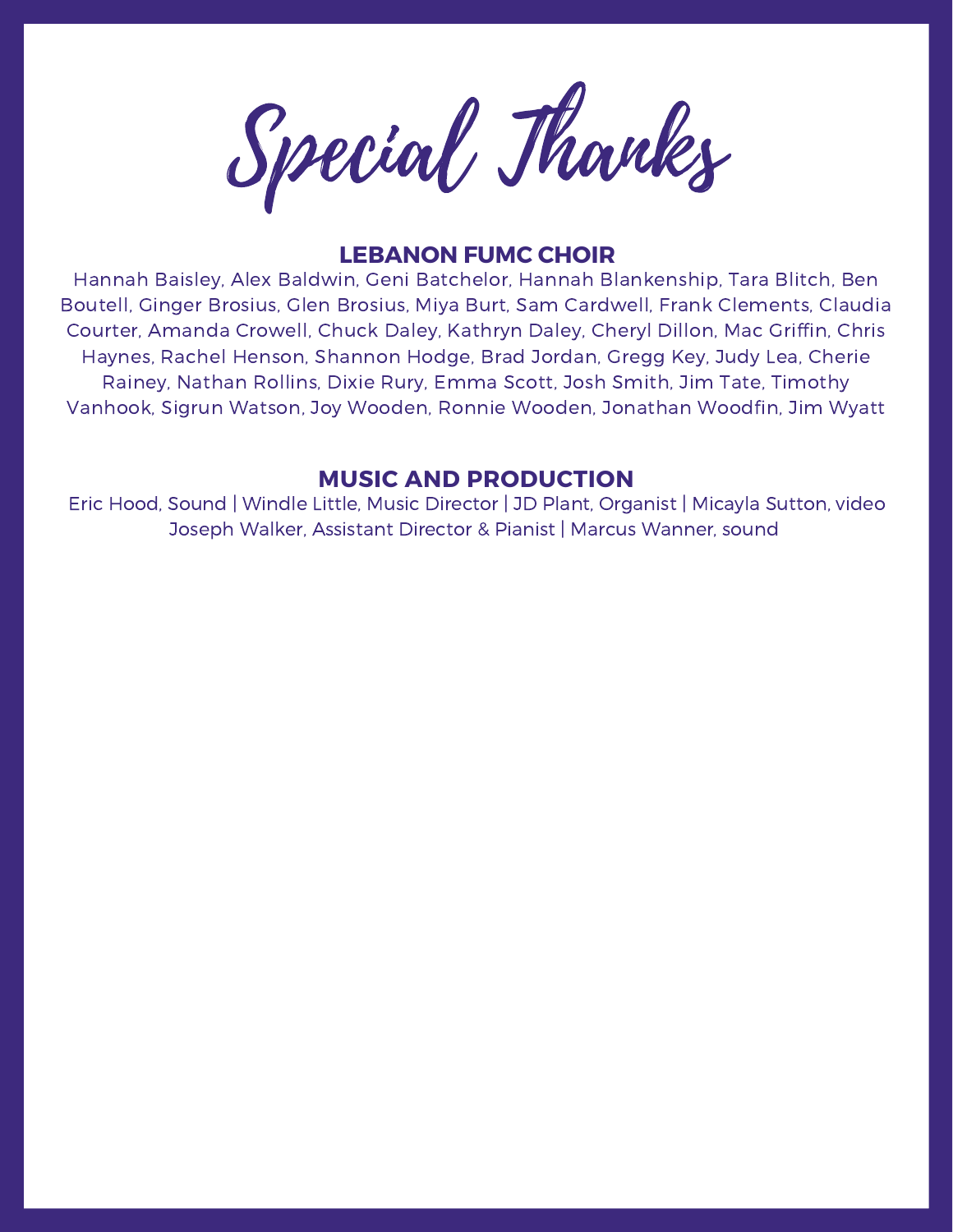# Special Thanks

## LEBANON FUMC CHOIR

Hannah Baisley, Alex Baldwin, Geni Batchelor, Hannah Blankenship, Tara Blitch, Ben Boutell, Ginger Brosius, Glen Brosius, Miya Burt, Sam Cardwell, Frank Clements, Claudia Courter, Amanda Crowell, Chuck Daley, Kathryn Daley, Cheryl Dillon, Mac Griffin, Chris Haynes, Rachel Henson, Shannon Hodge, Brad Jordan, Gregg Key, Judy Lea, Cherie Rainey, Nathan Rollins, Dixie Rury, Emma Scott, Josh Smith, Jim Tate, Timothy Vanhook, Sigrun Watson, Joy Wooden, Ronnie Wooden, Jonathan Woodfin, Jim Wyatt

## MUSIC AND PRODUCTION

Eric Hood, Sound | Windle Little, Music Director | JD Plant, Organist | Micayla Sutton, video
Joseph Walker, Assistant Director & Pianist | Marcus Wanner, sound